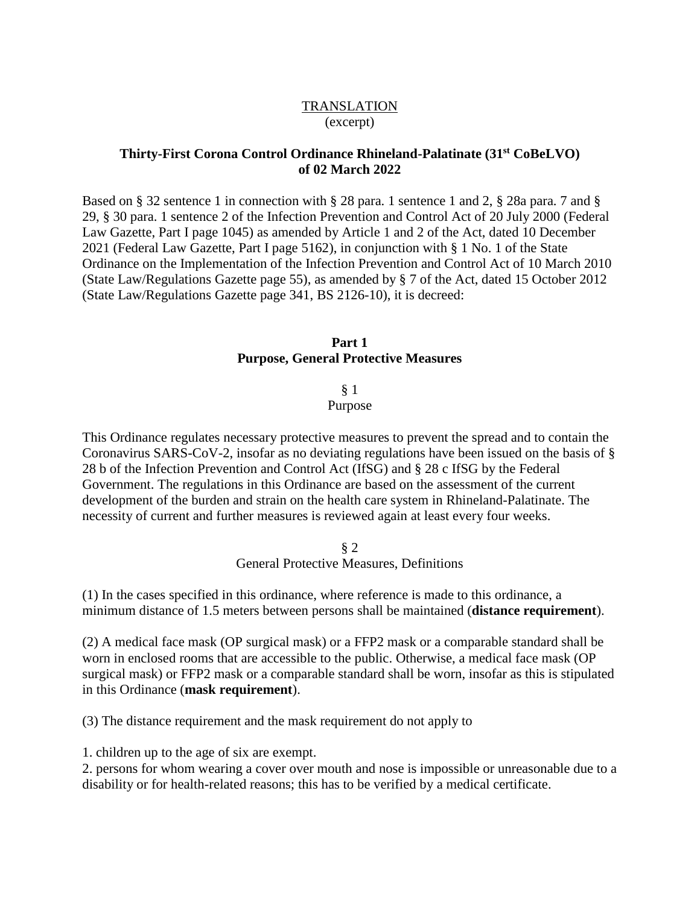TRANSLATION
(excerpt)

# Thirty-First Corona Control Ordinance Rhineland-Palatinate (31st CoBeLVO) of 02 March 2022

Based on § 32 sentence 1 in connection with § 28 para. 1 sentence 1 and 2, § 28a para. 7 and § 29, § 30 para. 1 sentence 2 of the Infection Prevention and Control Act of 20 July 2000 (Federal Law Gazette, Part I page 1045) as amended by Article 1 and 2 of the Act, dated 10 December 2021 (Federal Law Gazette, Part I page 5162), in conjunction with § 1 No. 1 of the State Ordinance on the Implementation of the Infection Prevention and Control Act of 10 March 2010 (State Law/Regulations Gazette page 55), as amended by § 7 of the Act, dated 15 October 2012 (State Law/Regulations Gazette page 341, BS 2126-10), it is decreed:

## Part 1
## Purpose, General Protective Measures

### § 1
### Purpose

This Ordinance regulates necessary protective measures to prevent the spread and to contain the Coronavirus SARS-CoV-2, insofar as no deviating regulations have been issued on the basis of § 28 b of the Infection Prevention and Control Act (IfSG) and § 28 c IfSG by the Federal Government. The regulations in this Ordinance are based on the assessment of the current development of the burden and strain on the health care system in Rhineland-Palatinate. The necessity of current and further measures is reviewed again at least every four weeks.

### § 2
### General Protective Measures, Definitions

(1) In the cases specified in this ordinance, where reference is made to this ordinance, a minimum distance of 1.5 meters between persons shall be maintained (**distance requirement**).

(2) A medical face mask (OP surgical mask) or a FFP2 mask or a comparable standard shall be worn in enclosed rooms that are accessible to the public. Otherwise, a medical face mask (OP surgical mask) or FFP2 mask or a comparable standard shall be worn, insofar as this is stipulated in this Ordinance (**mask requirement**).

(3) The distance requirement and the mask requirement do not apply to

1. children up to the age of six are exempt.
2. persons for whom wearing a cover over mouth and nose is impossible or unreasonable due to a disability or for health-related reasons; this has to be verified by a medical certificate.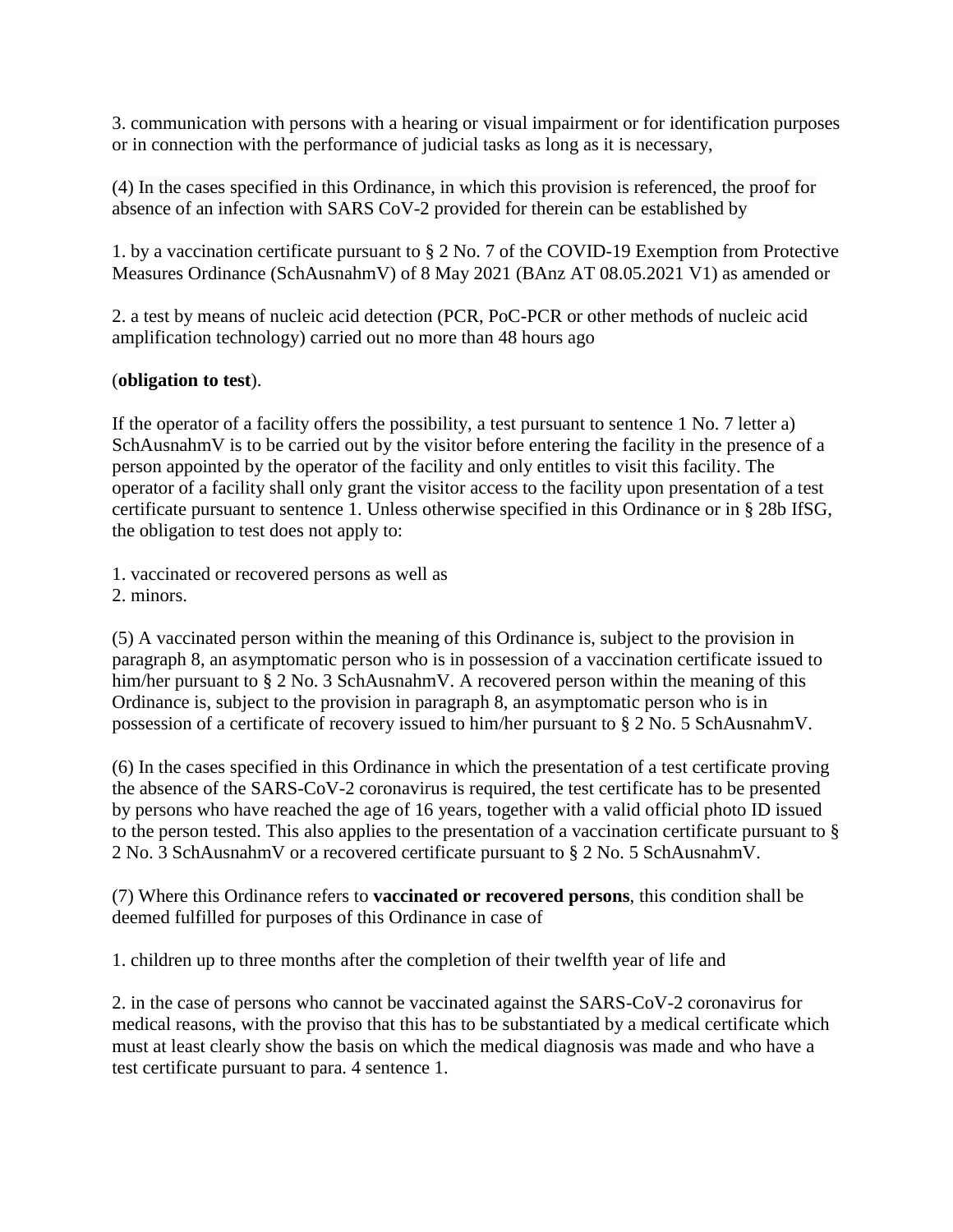3. communication with persons with a hearing or visual impairment or for identification purposes or in connection with the performance of judicial tasks as long as it is necessary,

(4) In the cases specified in this Ordinance, in which this provision is referenced, the proof for absence of an infection with SARS CoV-2 provided for therein can be established by

1. by a vaccination certificate pursuant to § 2 No. 7 of the COVID-19 Exemption from Protective Measures Ordinance (SchAusnahmV) of 8 May 2021 (BAnz AT 08.05.2021 V1) as amended or

2. a test by means of nucleic acid detection (PCR, PoC-PCR or other methods of nucleic acid amplification technology) carried out no more than 48 hours ago

(**obligation to test**).

If the operator of a facility offers the possibility, a test pursuant to sentence 1 No. 7 letter a) SchAusnahmV is to be carried out by the visitor before entering the facility in the presence of a person appointed by the operator of the facility and only entitles to visit this facility. The operator of a facility shall only grant the visitor access to the facility upon presentation of a test certificate pursuant to sentence 1. Unless otherwise specified in this Ordinance or in § 28b IfSG, the obligation to test does not apply to:

1. vaccinated or recovered persons as well as
2. minors.

(5) A vaccinated person within the meaning of this Ordinance is, subject to the provision in paragraph 8, an asymptomatic person who is in possession of a vaccination certificate issued to him/her pursuant to § 2 No. 3 SchAusnahmV. A recovered person within the meaning of this Ordinance is, subject to the provision in paragraph 8, an asymptomatic person who is in possession of a certificate of recovery issued to him/her pursuant to § 2 No. 5 SchAusnahmV.

(6) In the cases specified in this Ordinance in which the presentation of a test certificate proving the absence of the SARS-CoV-2 coronavirus is required, the test certificate has to be presented by persons who have reached the age of 16 years, together with a valid official photo ID issued to the person tested. This also applies to the presentation of a vaccination certificate pursuant to § 2 No. 3 SchAusnahmV or a recovered certificate pursuant to § 2 No. 5 SchAusnahmV.

(7) Where this Ordinance refers to **vaccinated or recovered persons**, this condition shall be deemed fulfilled for purposes of this Ordinance in case of

1. children up to three months after the completion of their twelfth year of life and

2. in the case of persons who cannot be vaccinated against the SARS-CoV-2 coronavirus for medical reasons, with the proviso that this has to be substantiated by a medical certificate which must at least clearly show the basis on which the medical diagnosis was made and who have a test certificate pursuant to para. 4 sentence 1.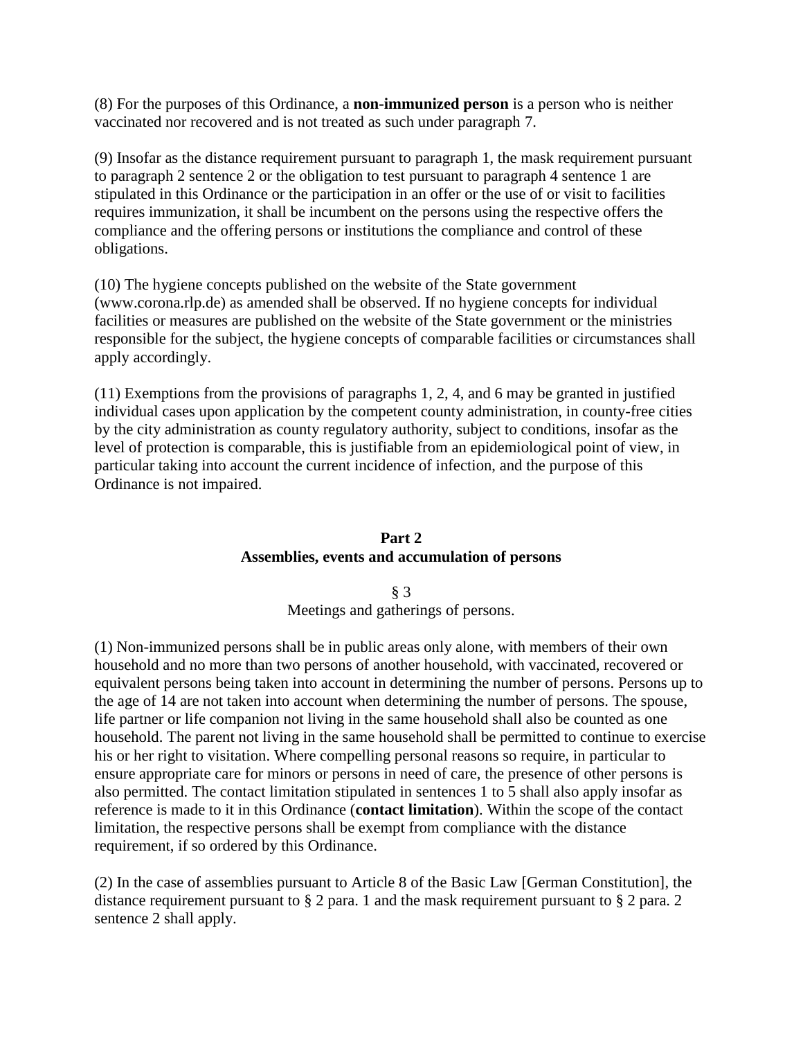(8) For the purposes of this Ordinance, a **non-immunized person** is a person who is neither vaccinated nor recovered and is not treated as such under paragraph 7.

(9) Insofar as the distance requirement pursuant to paragraph 1, the mask requirement pursuant to paragraph 2 sentence 2 or the obligation to test pursuant to paragraph 4 sentence 1 are stipulated in this Ordinance or the participation in an offer or the use of or visit to facilities requires immunization, it shall be incumbent on the persons using the respective offers the compliance and the offering persons or institutions the compliance and control of these obligations.

(10) The hygiene concepts published on the website of the State government (www.corona.rlp.de) as amended shall be observed. If no hygiene concepts for individual facilities or measures are published on the website of the State government or the ministries responsible for the subject, the hygiene concepts of comparable facilities or circumstances shall apply accordingly.

(11) Exemptions from the provisions of paragraphs 1, 2, 4, and 6 may be granted in justified individual cases upon application by the competent county administration, in county-free cities by the city administration as county regulatory authority, subject to conditions, insofar as the level of protection is comparable, this is justifiable from an epidemiological point of view, in particular taking into account the current incidence of infection, and the purpose of this Ordinance is not impaired.

## Part 2
## Assemblies, events and accumulation of persons

### § 3
### Meetings and gatherings of persons.

(1) Non-immunized persons shall be in public areas only alone, with members of their own household and no more than two persons of another household, with vaccinated, recovered or equivalent persons being taken into account in determining the number of persons. Persons up to the age of 14 are not taken into account when determining the number of persons. The spouse, life partner or life companion not living in the same household shall also be counted as one household. The parent not living in the same household shall be permitted to continue to exercise his or her right to visitation. Where compelling personal reasons so require, in particular to ensure appropriate care for minors or persons in need of care, the presence of other persons is also permitted. The contact limitation stipulated in sentences 1 to 5 shall also apply insofar as reference is made to it in this Ordinance (**contact limitation**). Within the scope of the contact limitation, the respective persons shall be exempt from compliance with the distance requirement, if so ordered by this Ordinance.

(2) In the case of assemblies pursuant to Article 8 of the Basic Law [German Constitution], the distance requirement pursuant to § 2 para. 1 and the mask requirement pursuant to § 2 para. 2 sentence 2 shall apply.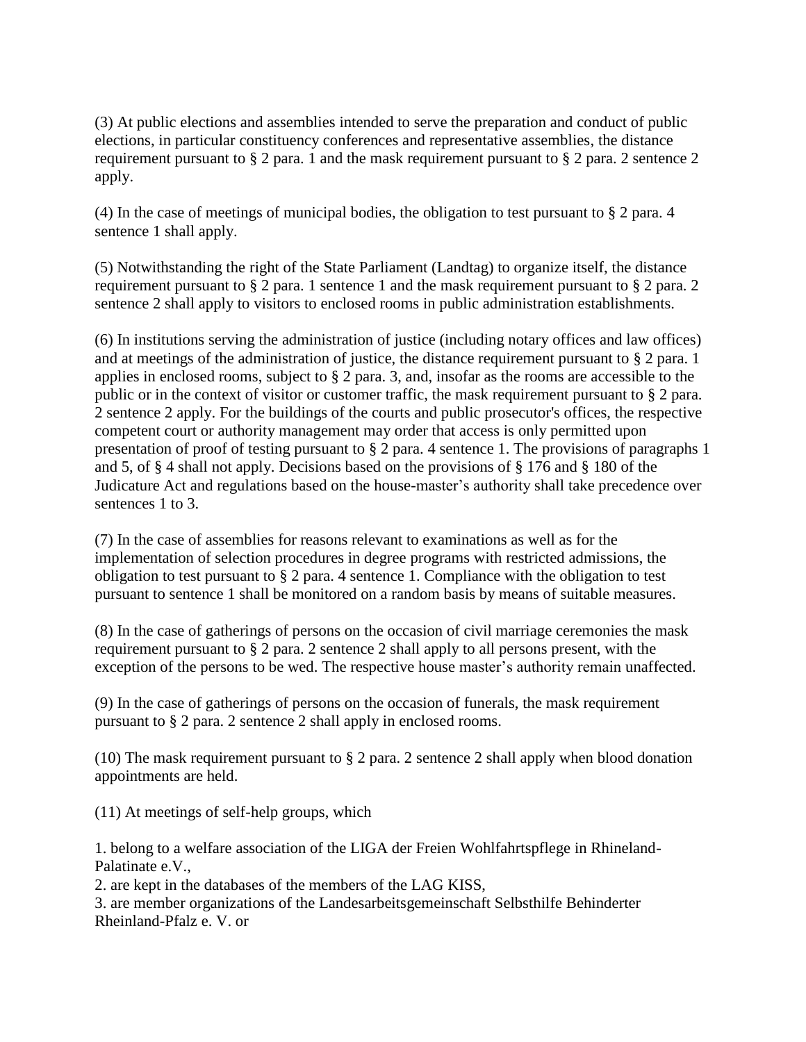(3) At public elections and assemblies intended to serve the preparation and conduct of public elections, in particular constituency conferences and representative assemblies, the distance requirement pursuant to § 2 para. 1 and the mask requirement pursuant to § 2 para. 2 sentence 2 apply.

(4) In the case of meetings of municipal bodies, the obligation to test pursuant to § 2 para. 4 sentence 1 shall apply.

(5) Notwithstanding the right of the State Parliament (Landtag) to organize itself, the distance requirement pursuant to § 2 para. 1 sentence 1 and the mask requirement pursuant to § 2 para. 2 sentence 2 shall apply to visitors to enclosed rooms in public administration establishments.

(6) In institutions serving the administration of justice (including notary offices and law offices) and at meetings of the administration of justice, the distance requirement pursuant to § 2 para. 1 applies in enclosed rooms, subject to § 2 para. 3, and, insofar as the rooms are accessible to the public or in the context of visitor or customer traffic, the mask requirement pursuant to § 2 para. 2 sentence 2 apply. For the buildings of the courts and public prosecutor's offices, the respective competent court or authority management may order that access is only permitted upon presentation of proof of testing pursuant to § 2 para. 4 sentence 1. The provisions of paragraphs 1 and 5, of § 4 shall not apply. Decisions based on the provisions of § 176 and § 180 of the Judicature Act and regulations based on the house-master's authority shall take precedence over sentences 1 to 3.

(7) In the case of assemblies for reasons relevant to examinations as well as for the implementation of selection procedures in degree programs with restricted admissions, the obligation to test pursuant to § 2 para. 4 sentence 1. Compliance with the obligation to test pursuant to sentence 1 shall be monitored on a random basis by means of suitable measures.

(8) In the case of gatherings of persons on the occasion of civil marriage ceremonies the mask requirement pursuant to § 2 para. 2 sentence 2 shall apply to all persons present, with the exception of the persons to be wed. The respective house master's authority remain unaffected.

(9) In the case of gatherings of persons on the occasion of funerals, the mask requirement pursuant to § 2 para. 2 sentence 2 shall apply in enclosed rooms.

(10) The mask requirement pursuant to § 2 para. 2 sentence 2 shall apply when blood donation appointments are held.

(11) At meetings of self-help groups, which

1. belong to a welfare association of the LIGA der Freien Wohlfahrtspflege in Rhineland-Palatinate e.V.,
2. are kept in the databases of the members of the LAG KISS,
3. are member organizations of the Landesarbeitsgemeinschaft Selbsthilfe Behinderter Rheinland-Pfalz e. V. or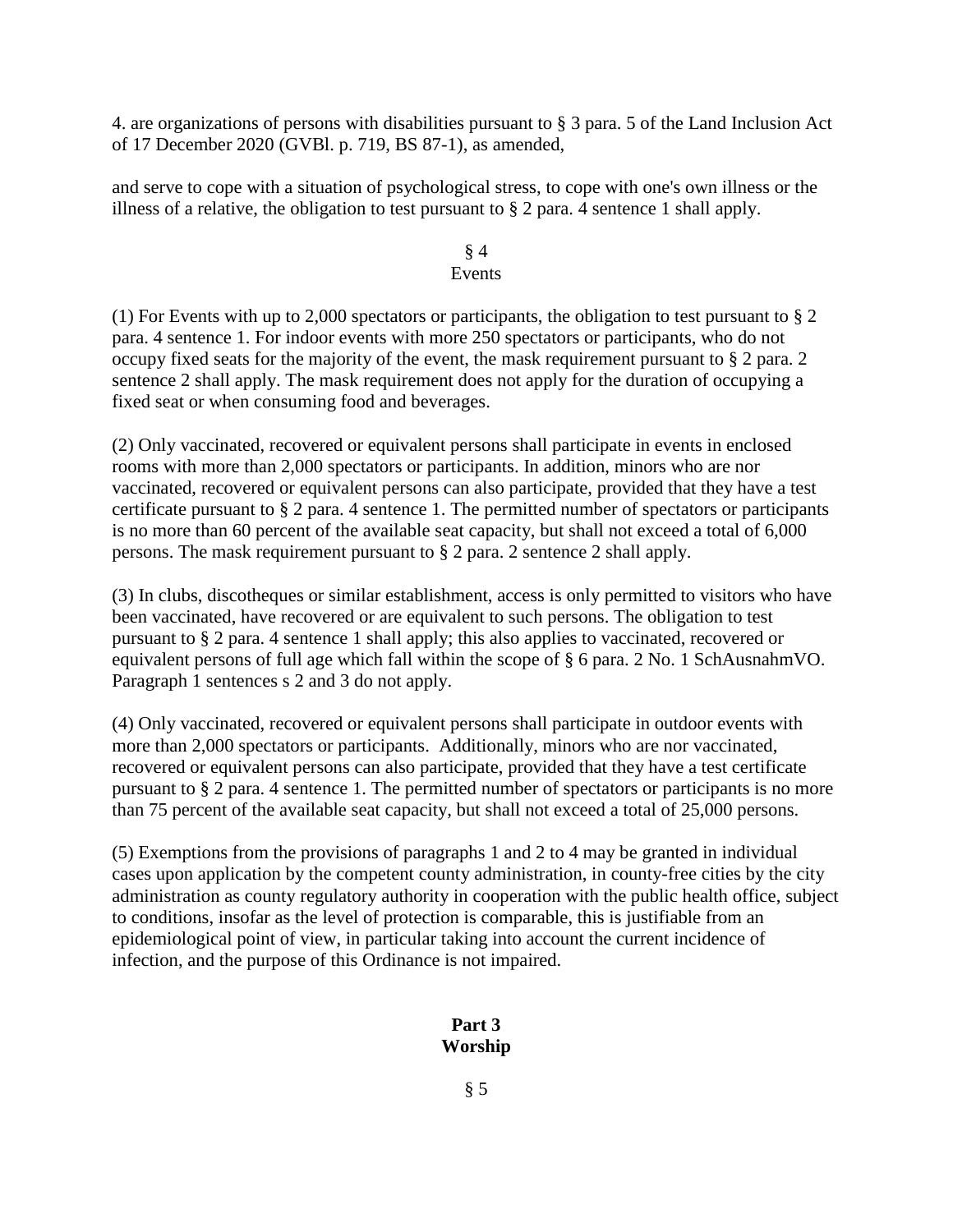4. are organizations of persons with disabilities pursuant to § 3 para. 5 of the Land Inclusion Act of 17 December 2020 (GVBl. p. 719, BS 87-1), as amended,

and serve to cope with a situation of psychological stress, to cope with one's own illness or the illness of a relative, the obligation to test pursuant to § 2 para. 4 sentence 1 shall apply.

§ 4
Events

(1) For Events with up to 2,000 spectators or participants, the obligation to test pursuant to § 2 para. 4 sentence 1. For indoor events with more 250 spectators or participants, who do not occupy fixed seats for the majority of the event, the mask requirement pursuant to § 2 para. 2 sentence 2 shall apply. The mask requirement does not apply for the duration of occupying a fixed seat or when consuming food and beverages.

(2) Only vaccinated, recovered or equivalent persons shall participate in events in enclosed rooms with more than 2,000 spectators or participants. In addition, minors who are nor vaccinated, recovered or equivalent persons can also participate, provided that they have a test certificate pursuant to § 2 para. 4 sentence 1. The permitted number of spectators or participants is no more than 60 percent of the available seat capacity, but shall not exceed a total of 6,000 persons. The mask requirement pursuant to § 2 para. 2 sentence 2 shall apply.

(3) In clubs, discotheques or similar establishment, access is only permitted to visitors who have been vaccinated, have recovered or are equivalent to such persons. The obligation to test pursuant to § 2 para. 4 sentence 1 shall apply; this also applies to vaccinated, recovered or equivalent persons of full age which fall within the scope of § 6 para. 2 No. 1 SchAusnahmVO. Paragraph 1 sentences s 2 and 3 do not apply.

(4) Only vaccinated, recovered or equivalent persons shall participate in outdoor events with more than 2,000 spectators or participants. Additionally, minors who are nor vaccinated, recovered or equivalent persons can also participate, provided that they have a test certificate pursuant to § 2 para. 4 sentence 1. The permitted number of spectators or participants is no more than 75 percent of the available seat capacity, but shall not exceed a total of 25,000 persons.

(5) Exemptions from the provisions of paragraphs 1 and 2 to 4 may be granted in individual cases upon application by the competent county administration, in county-free cities by the city administration as county regulatory authority in cooperation with the public health office, subject to conditions, insofar as the level of protection is comparable, this is justifiable from an epidemiological point of view, in particular taking into account the current incidence of infection, and the purpose of this Ordinance is not impaired.

## Part 3
## Worship

§ 5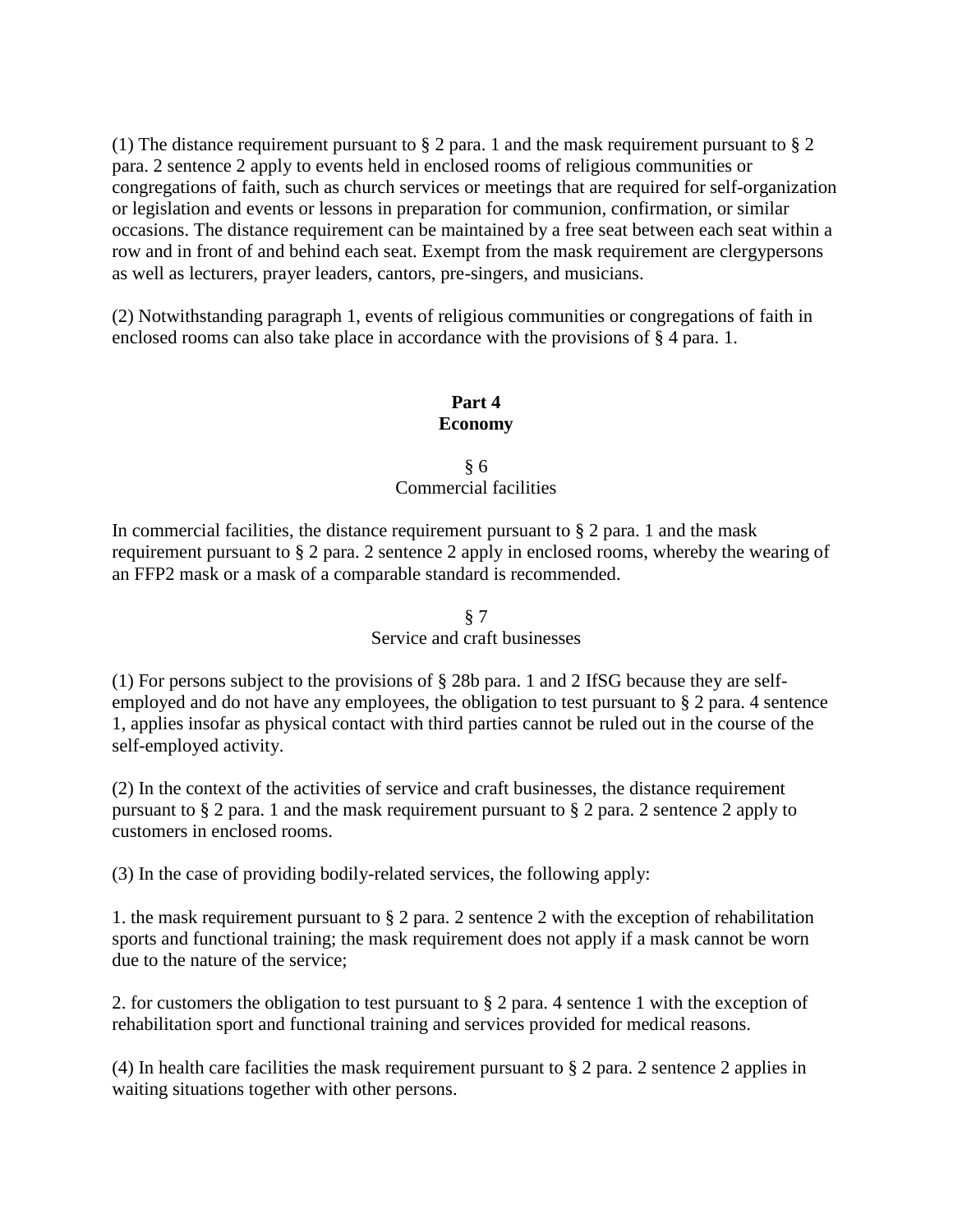(1) The distance requirement pursuant to § 2 para. 1 and the mask requirement pursuant to § 2 para. 2 sentence 2 apply to events held in enclosed rooms of religious communities or congregations of faith, such as church services or meetings that are required for self-organization or legislation and events or lessons in preparation for communion, confirmation, or similar occasions. The distance requirement can be maintained by a free seat between each seat within a row and in front of and behind each seat. Exempt from the mask requirement are clergypersons as well as lecturers, prayer leaders, cantors, pre-singers, and musicians.

(2) Notwithstanding paragraph 1, events of religious communities or congregations of faith in enclosed rooms can also take place in accordance with the provisions of § 4 para. 1.

## Part 4
## Economy

### § 6
### Commercial facilities

In commercial facilities, the distance requirement pursuant to § 2 para. 1 and the mask requirement pursuant to § 2 para. 2 sentence 2 apply in enclosed rooms, whereby the wearing of an FFP2 mask or a mask of a comparable standard is recommended.

### § 7
### Service and craft businesses

(1) For persons subject to the provisions of § 28b para. 1 and 2 IfSG because they are self-employed and do not have any employees, the obligation to test pursuant to § 2 para. 4 sentence 1, applies insofar as physical contact with third parties cannot be ruled out in the course of the self-employed activity.

(2) In the context of the activities of service and craft businesses, the distance requirement pursuant to § 2 para. 1 and the mask requirement pursuant to § 2 para. 2 sentence 2 apply to customers in enclosed rooms.

(3) In the case of providing bodily-related services, the following apply:

1. the mask requirement pursuant to § 2 para. 2 sentence 2 with the exception of rehabilitation sports and functional training; the mask requirement does not apply if a mask cannot be worn due to the nature of the service;

2. for customers the obligation to test pursuant to § 2 para. 4 sentence 1 with the exception of rehabilitation sport and functional training and services provided for medical reasons.

(4) In health care facilities the mask requirement pursuant to § 2 para. 2 sentence 2 applies in waiting situations together with other persons.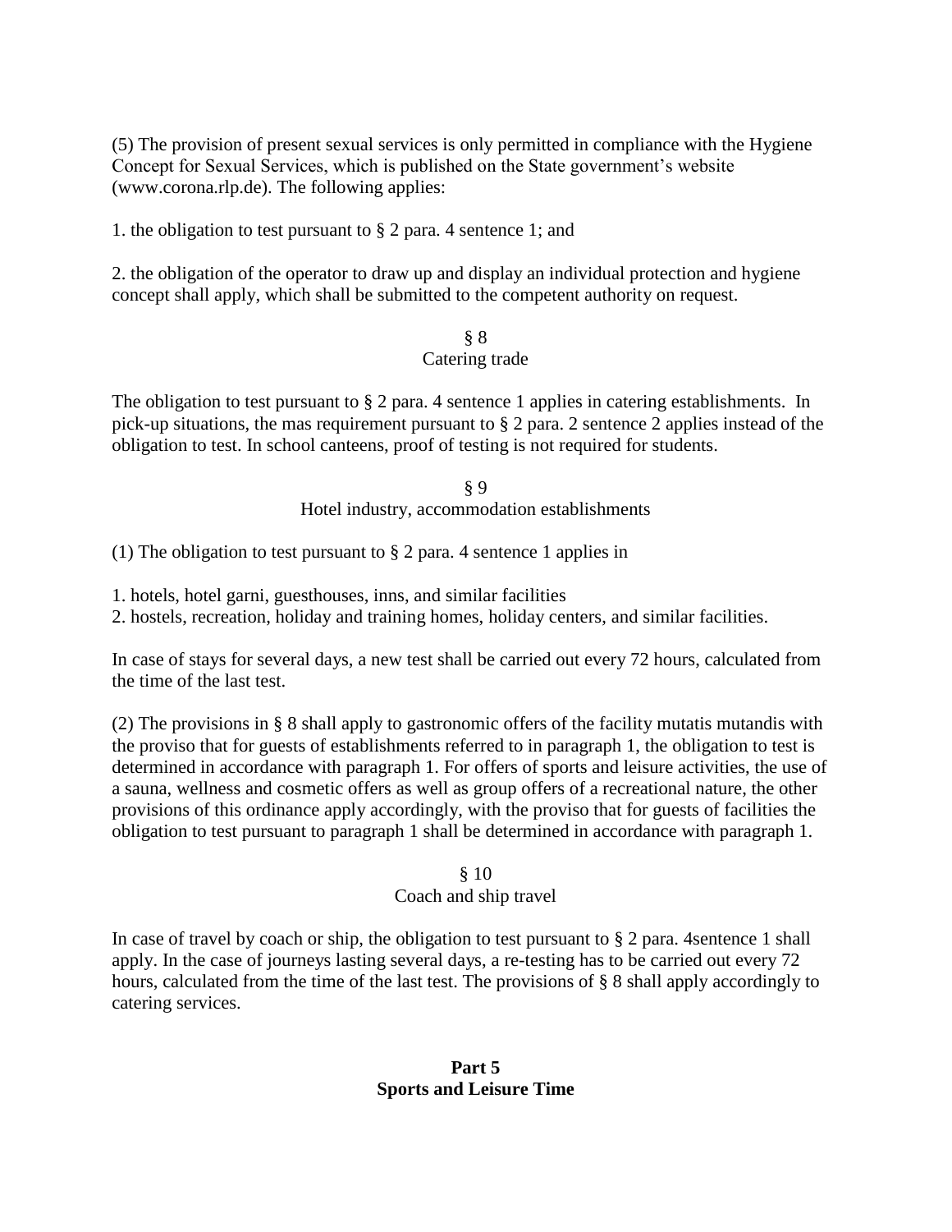(5) The provision of present sexual services is only permitted in compliance with the Hygiene Concept for Sexual Services, which is published on the State government's website (www.corona.rlp.de). The following applies:

1. the obligation to test pursuant to § 2 para. 4 sentence 1; and

2. the obligation of the operator to draw up and display an individual protection and hygiene concept shall apply, which shall be submitted to the competent authority on request.

### § 8
### Catering trade

The obligation to test pursuant to § 2 para. 4 sentence 1 applies in catering establishments. In pick-up situations, the mas requirement pursuant to § 2 para. 2 sentence 2 applies instead of the obligation to test. In school canteens, proof of testing is not required for students.

### § 9
### Hotel industry, accommodation establishments

(1) The obligation to test pursuant to § 2 para. 4 sentence 1 applies in

1. hotels, hotel garni, guesthouses, inns, and similar facilities
2. hostels, recreation, holiday and training homes, holiday centers, and similar facilities.

In case of stays for several days, a new test shall be carried out every 72 hours, calculated from the time of the last test.

(2) The provisions in § 8 shall apply to gastronomic offers of the facility mutatis mutandis with the proviso that for guests of establishments referred to in paragraph 1, the obligation to test is determined in accordance with paragraph 1. For offers of sports and leisure activities, the use of a sauna, wellness and cosmetic offers as well as group offers of a recreational nature, the other provisions of this ordinance apply accordingly, with the proviso that for guests of facilities the obligation to test pursuant to paragraph 1 shall be determined in accordance with paragraph 1.

### § 10
### Coach and ship travel

In case of travel by coach or ship, the obligation to test pursuant to § 2 para. 4sentence 1 shall apply. In the case of journeys lasting several days, a re-testing has to be carried out every 72 hours, calculated from the time of the last test. The provisions of § 8 shall apply accordingly to catering services.

## Part 5
## Sports and Leisure Time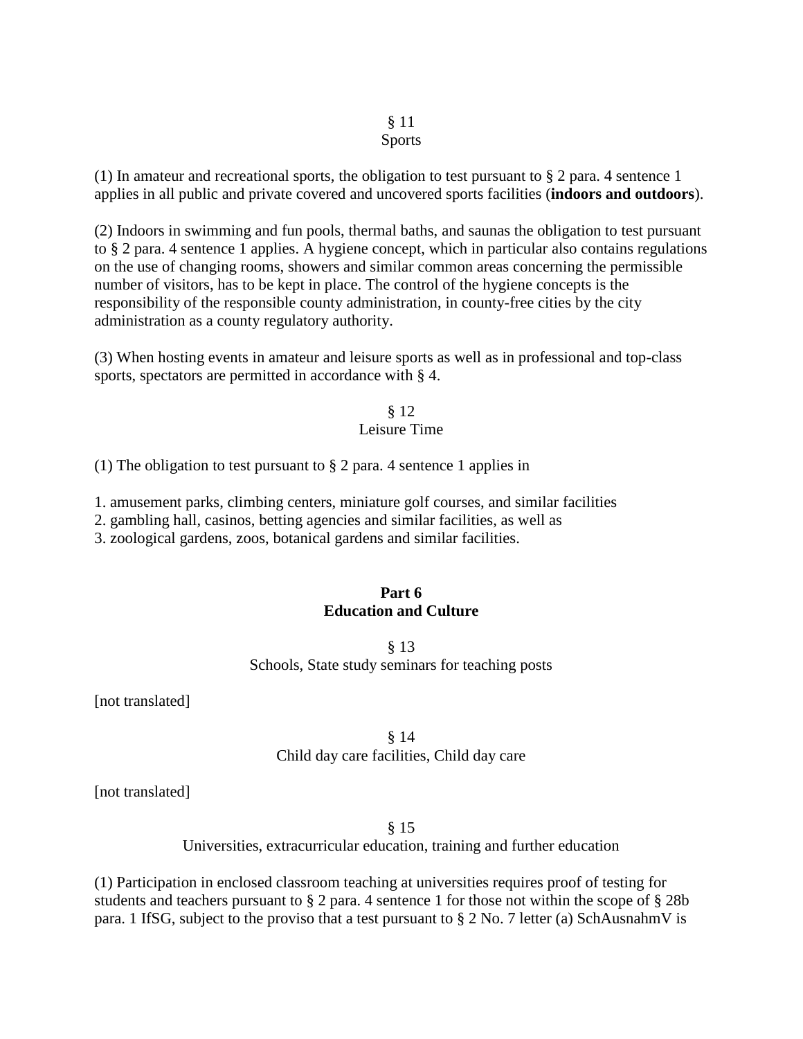### § 11
### Sports

(1) In amateur and recreational sports, the obligation to test pursuant to § 2 para. 4 sentence 1 applies in all public and private covered and uncovered sports facilities (**indoors and outdoors**).

(2) Indoors in swimming and fun pools, thermal baths, and saunas the obligation to test pursuant to § 2 para. 4 sentence 1 applies. A hygiene concept, which in particular also contains regulations on the use of changing rooms, showers and similar common areas concerning the permissible number of visitors, has to be kept in place. The control of the hygiene concepts is the responsibility of the responsible county administration, in county-free cities by the city administration as a county regulatory authority.

(3) When hosting events in amateur and leisure sports as well as in professional and top-class sports, spectators are permitted in accordance with § 4.

### § 12
### Leisure Time

(1) The obligation to test pursuant to § 2 para. 4 sentence 1 applies in

1. amusement parks, climbing centers, miniature golf courses, and similar facilities
2. gambling hall, casinos, betting agencies and similar facilities, as well as
3. zoological gardens, zoos, botanical gardens and similar facilities.

## Part 6
## Education and Culture

### § 13
### Schools, State study seminars for teaching posts

[not translated]

### § 14
### Child day care facilities, Child day care

[not translated]

### § 15
### Universities, extracurricular education, training and further education

(1) Participation in enclosed classroom teaching at universities requires proof of testing for students and teachers pursuant to § 2 para. 4 sentence 1 for those not within the scope of § 28b para. 1 IfSG, subject to the proviso that a test pursuant to § 2 No. 7 letter (a) SchAusnahmV is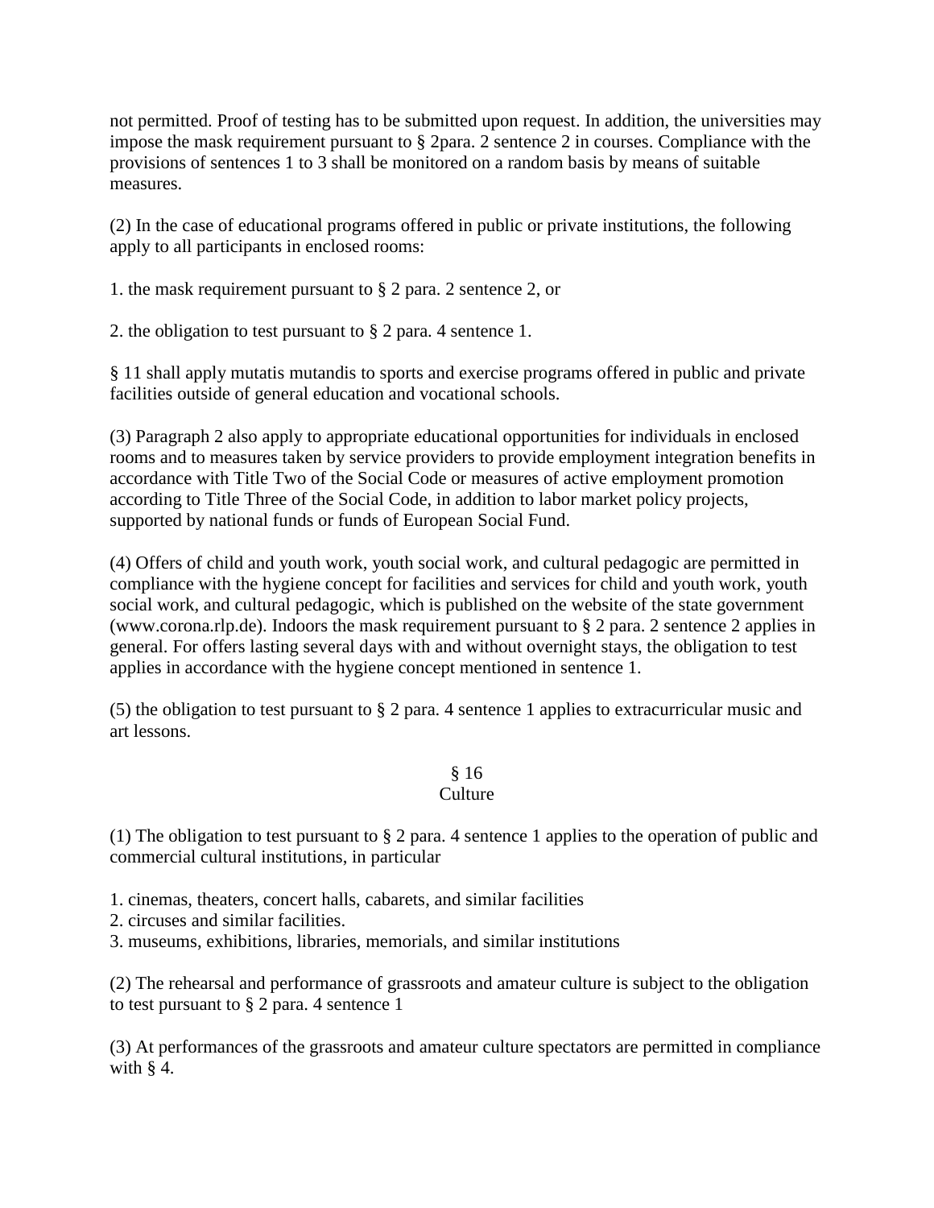not permitted. Proof of testing has to be submitted upon request. In addition, the universities may impose the mask requirement pursuant to § 2para. 2 sentence 2 in courses. Compliance with the provisions of sentences 1 to 3 shall be monitored on a random basis by means of suitable measures.

(2) In the case of educational programs offered in public or private institutions, the following apply to all participants in enclosed rooms:

1. the mask requirement pursuant to § 2 para. 2 sentence 2, or

2. the obligation to test pursuant to § 2 para. 4 sentence 1.

§ 11 shall apply mutatis mutandis to sports and exercise programs offered in public and private facilities outside of general education and vocational schools.

(3) Paragraph 2 also apply to appropriate educational opportunities for individuals in enclosed rooms and to measures taken by service providers to provide employment integration benefits in accordance with Title Two of the Social Code or measures of active employment promotion according to Title Three of the Social Code, in addition to labor market policy projects, supported by national funds or funds of European Social Fund.

(4) Offers of child and youth work, youth social work, and cultural pedagogic are permitted in compliance with the hygiene concept for facilities and services for child and youth work, youth social work, and cultural pedagogic, which is published on the website of the state government (www.corona.rlp.de). Indoors the mask requirement pursuant to § 2 para. 2 sentence 2 applies in general. For offers lasting several days with and without overnight stays, the obligation to test applies in accordance with the hygiene concept mentioned in sentence 1.

(5) the obligation to test pursuant to § 2 para. 4 sentence 1 applies to extracurricular music and art lessons.

## § 16
## Culture

(1) The obligation to test pursuant to § 2 para. 4 sentence 1 applies to the operation of public and commercial cultural institutions, in particular

1. cinemas, theaters, concert halls, cabarets, and similar facilities
2. circuses and similar facilities.
3. museums, exhibitions, libraries, memorials, and similar institutions

(2) The rehearsal and performance of grassroots and amateur culture is subject to the obligation to test pursuant to § 2 para. 4 sentence 1

(3) At performances of the grassroots and amateur culture spectators are permitted in compliance with § 4.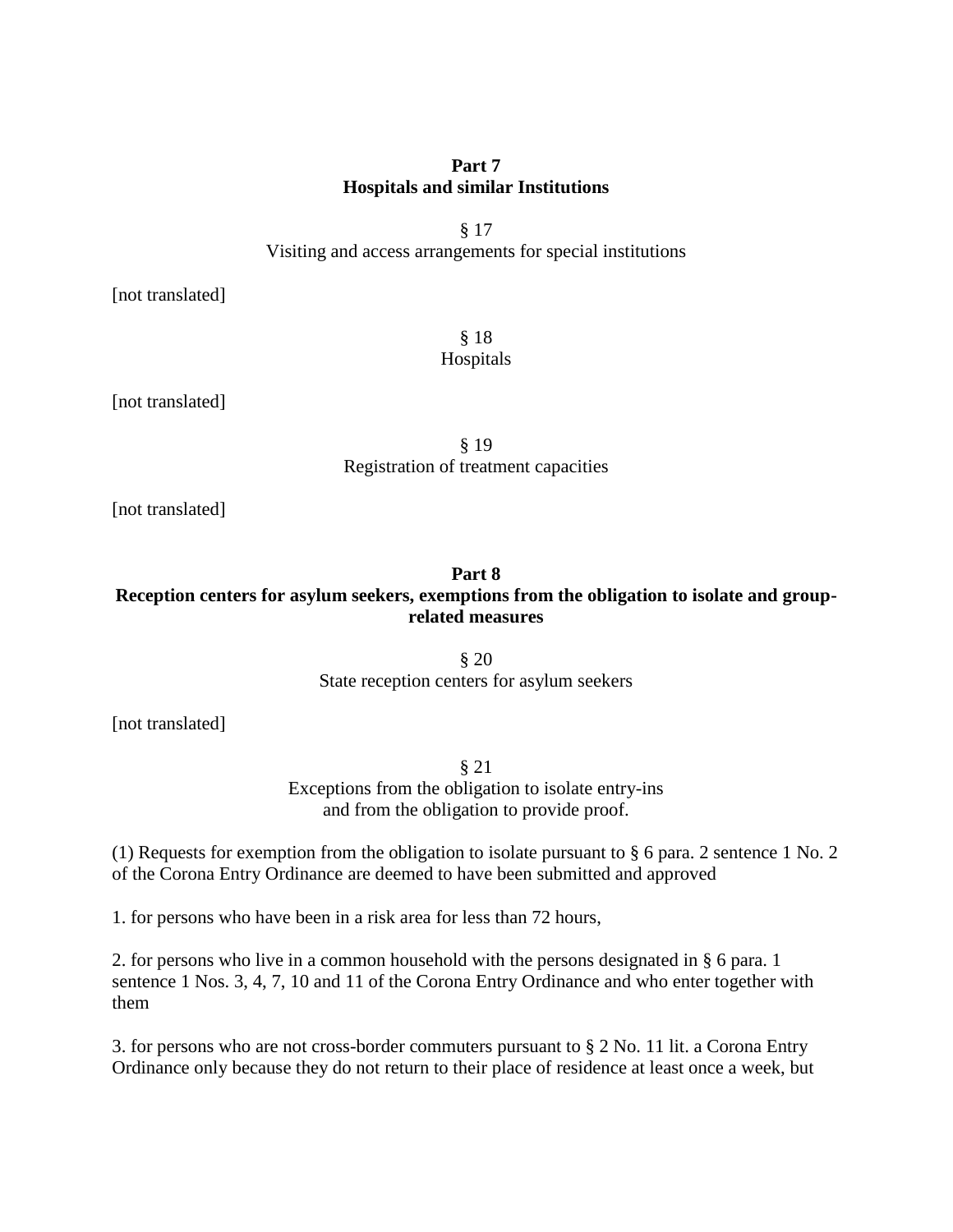## Part 7
## Hospitals and similar Institutions

§ 17
Visiting and access arrangements for special institutions

[not translated]

§ 18
Hospitals

[not translated]

§ 19
Registration of treatment capacities

[not translated]

## Part 8
## Reception centers for asylum seekers, exemptions from the obligation to isolate and group-related measures

§ 20
State reception centers for asylum seekers

[not translated]

§ 21
Exceptions from the obligation to isolate entry-ins
and from the obligation to provide proof.

(1) Requests for exemption from the obligation to isolate pursuant to § 6 para. 2 sentence 1 No. 2 of the Corona Entry Ordinance are deemed to have been submitted and approved

1. for persons who have been in a risk area for less than 72 hours,

2. for persons who live in a common household with the persons designated in § 6 para. 1 sentence 1 Nos. 3, 4, 7, 10 and 11 of the Corona Entry Ordinance and who enter together with them

3. for persons who are not cross-border commuters pursuant to § 2 No. 11 lit. a Corona Entry Ordinance only because they do not return to their place of residence at least once a week, but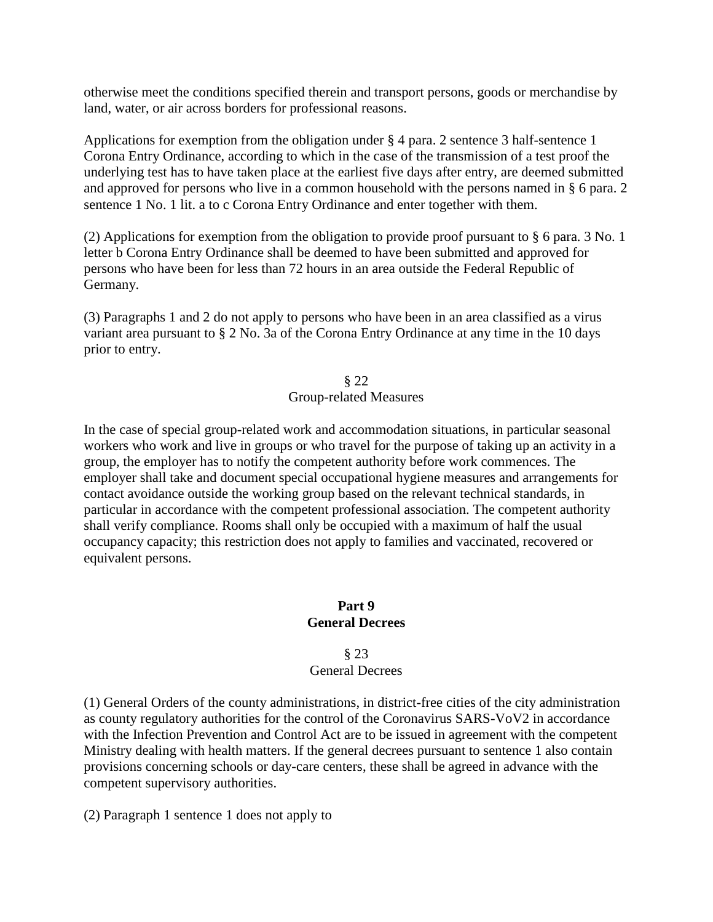otherwise meet the conditions specified therein and transport persons, goods or merchandise by land, water, or air across borders for professional reasons.

Applications for exemption from the obligation under § 4 para. 2 sentence 3 half-sentence 1 Corona Entry Ordinance, according to which in the case of the transmission of a test proof the underlying test has to have taken place at the earliest five days after entry, are deemed submitted and approved for persons who live in a common household with the persons named in § 6 para. 2 sentence 1 No. 1 lit. a to c Corona Entry Ordinance and enter together with them.

(2) Applications for exemption from the obligation to provide proof pursuant to § 6 para. 3 No. 1 letter b Corona Entry Ordinance shall be deemed to have been submitted and approved for persons who have been for less than 72 hours in an area outside the Federal Republic of Germany.

(3) Paragraphs 1 and 2 do not apply to persons who have been in an area classified as a virus variant area pursuant to § 2 No. 3a of the Corona Entry Ordinance at any time in the 10 days prior to entry.

### § 22
### Group-related Measures

In the case of special group-related work and accommodation situations, in particular seasonal workers who work and live in groups or who travel for the purpose of taking up an activity in a group, the employer has to notify the competent authority before work commences. The employer shall take and document special occupational hygiene measures and arrangements for contact avoidance outside the working group based on the relevant technical standards, in particular in accordance with the competent professional association. The competent authority shall verify compliance. Rooms shall only be occupied with a maximum of half the usual occupancy capacity; this restriction does not apply to families and vaccinated, recovered or equivalent persons.

## Part 9
## General Decrees

### § 23
### General Decrees

(1) General Orders of the county administrations, in district-free cities of the city administration as county regulatory authorities for the control of the Coronavirus SARS-VoV2 in accordance with the Infection Prevention and Control Act are to be issued in agreement with the competent Ministry dealing with health matters. If the general decrees pursuant to sentence 1 also contain provisions concerning schools or day-care centers, these shall be agreed in advance with the competent supervisory authorities.

(2) Paragraph 1 sentence 1 does not apply to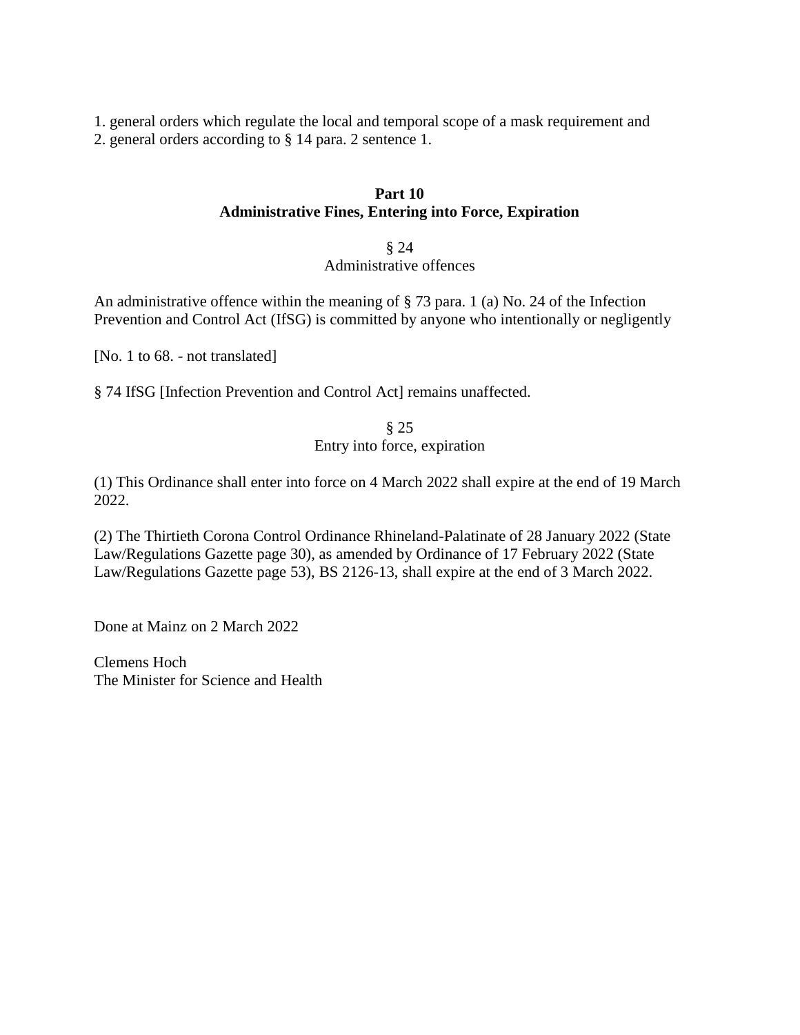1. general orders which regulate the local and temporal scope of a mask requirement and
2. general orders according to § 14 para. 2 sentence 1.

## Part 10
## Administrative Fines, Entering into Force, Expiration

### § 24
### Administrative offences

An administrative offence within the meaning of § 73 para. 1 (a) No. 24 of the Infection Prevention and Control Act (IfSG) is committed by anyone who intentionally or negligently

[No. 1 to 68. - not translated]

§ 74 IfSG [Infection Prevention and Control Act] remains unaffected.

### § 25
### Entry into force, expiration

(1) This Ordinance shall enter into force on 4 March 2022 shall expire at the end of 19 March 2022.

(2) The Thirtieth Corona Control Ordinance Rhineland-Palatinate of 28 January 2022 (State Law/Regulations Gazette page 30), as amended by Ordinance of 17 February 2022 (State Law/Regulations Gazette page 53), BS 2126-13, shall expire at the end of 3 March 2022.

Done at Mainz on 2 March 2022

Clemens Hoch
The Minister for Science and Health